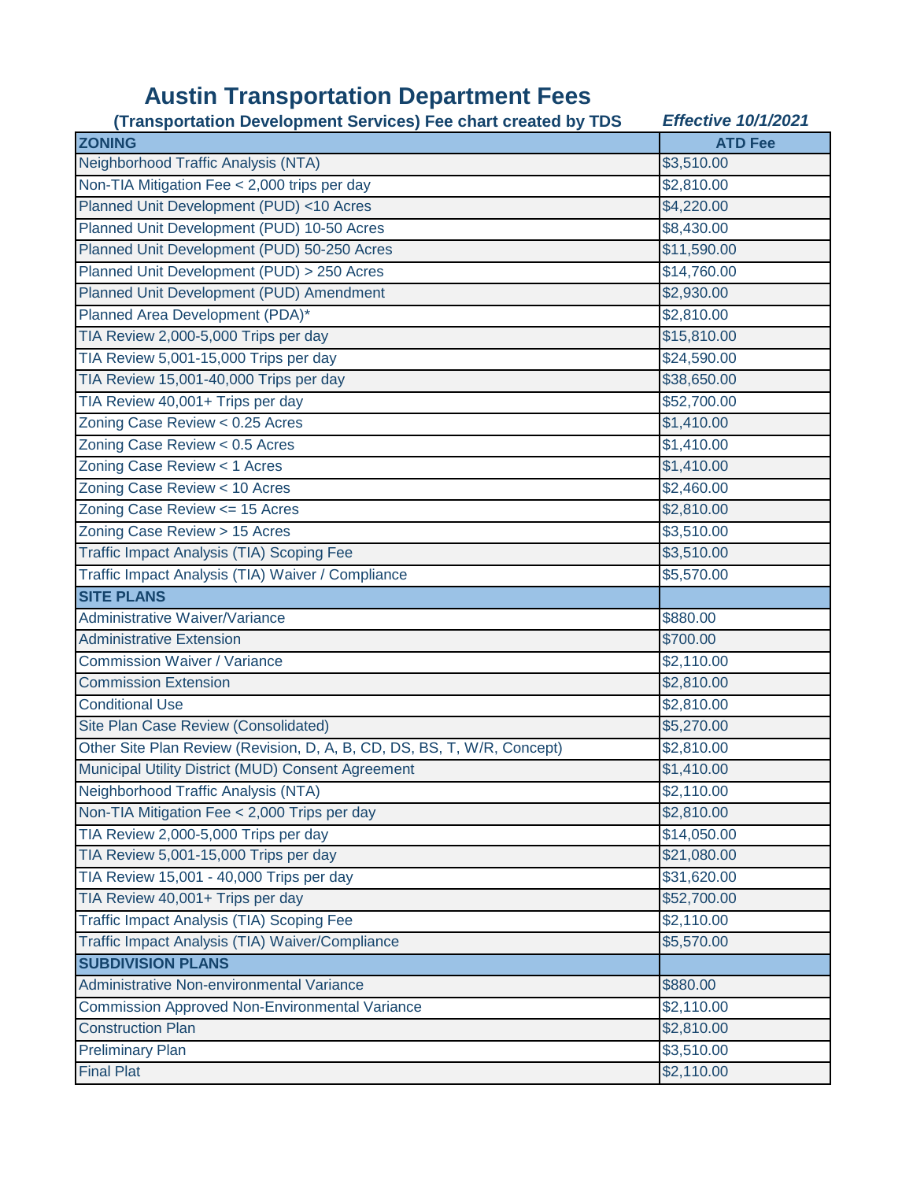# Austin Transportation Department Fees

**(Transportation Development Services) Fee chart created by TDS** ***Effective 10/1/2021***

| ZONING | ATD Fee |
|---|---|
| Neighborhood Traffic Analysis (NTA) | $3,510.00 |
| Non-TIA Mitigation Fee < 2,000 trips per day | $2,810.00 |
| Planned Unit Development (PUD) <10 Acres | $4,220.00 |
| Planned Unit Development (PUD) 10-50 Acres | $8,430.00 |
| Planned Unit Development (PUD) 50-250 Acres | $11,590.00 |
| Planned Unit Development (PUD) > 250 Acres | $14,760.00 |
| Planned Unit Development (PUD) Amendment | $2,930.00 |
| Planned Area Development (PDA)* | $2,810.00 |
| TIA Review 2,000-5,000 Trips per day | $15,810.00 |
| TIA Review 5,001-15,000 Trips per day | $24,590.00 |
| TIA Review 15,001-40,000 Trips per day | $38,650.00 |
| TIA Review 40,001+ Trips per day | $52,700.00 |
| Zoning Case Review < 0.25 Acres | $1,410.00 |
| Zoning Case Review < 0.5 Acres | $1,410.00 |
| Zoning Case Review < 1 Acres | $1,410.00 |
| Zoning Case Review < 10 Acres | $2,460.00 |
| Zoning Case Review <= 15 Acres | $2,810.00 |
| Zoning Case Review > 15 Acres | $3,510.00 |
| Traffic Impact Analysis (TIA) Scoping Fee | $3,510.00 |
| Traffic Impact Analysis (TIA) Waiver / Compliance | $5,570.00 |
| **SITE PLANS** | |
| Administrative Waiver/Variance | $880.00 |
| Administrative Extension | $700.00 |
| Commission Waiver / Variance | $2,110.00 |
| Commission Extension | $2,810.00 |
| Conditional Use | $2,810.00 |
| Site Plan Case Review (Consolidated) | $5,270.00 |
| Other Site Plan Review (Revision, D, A, B, CD, DS, BS, T, W/R, Concept) | $2,810.00 |
| Municipal Utility District (MUD) Consent Agreement | $1,410.00 |
| Neighborhood Traffic Analysis (NTA) | $2,110.00 |
| Non-TIA Mitigation Fee < 2,000 Trips per day | $2,810.00 |
| TIA Review 2,000-5,000 Trips per day | $14,050.00 |
| TIA Review 5,001-15,000 Trips per day | $21,080.00 |
| TIA Review 15,001 - 40,000 Trips per day | $31,620.00 |
| TIA Review 40,001+ Trips per day | $52,700.00 |
| Traffic Impact Analysis (TIA) Scoping Fee | $2,110.00 |
| Traffic Impact Analysis (TIA) Waiver/Compliance | $5,570.00 |
| **SUBDIVISION PLANS** | |
| Administrative Non-environmental Variance | $880.00 |
| Commission Approved Non-Environmental Variance | $2,110.00 |
| Construction Plan | $2,810.00 |
| Preliminary Plan | $3,510.00 |
| Final Plat | $2,110.00 |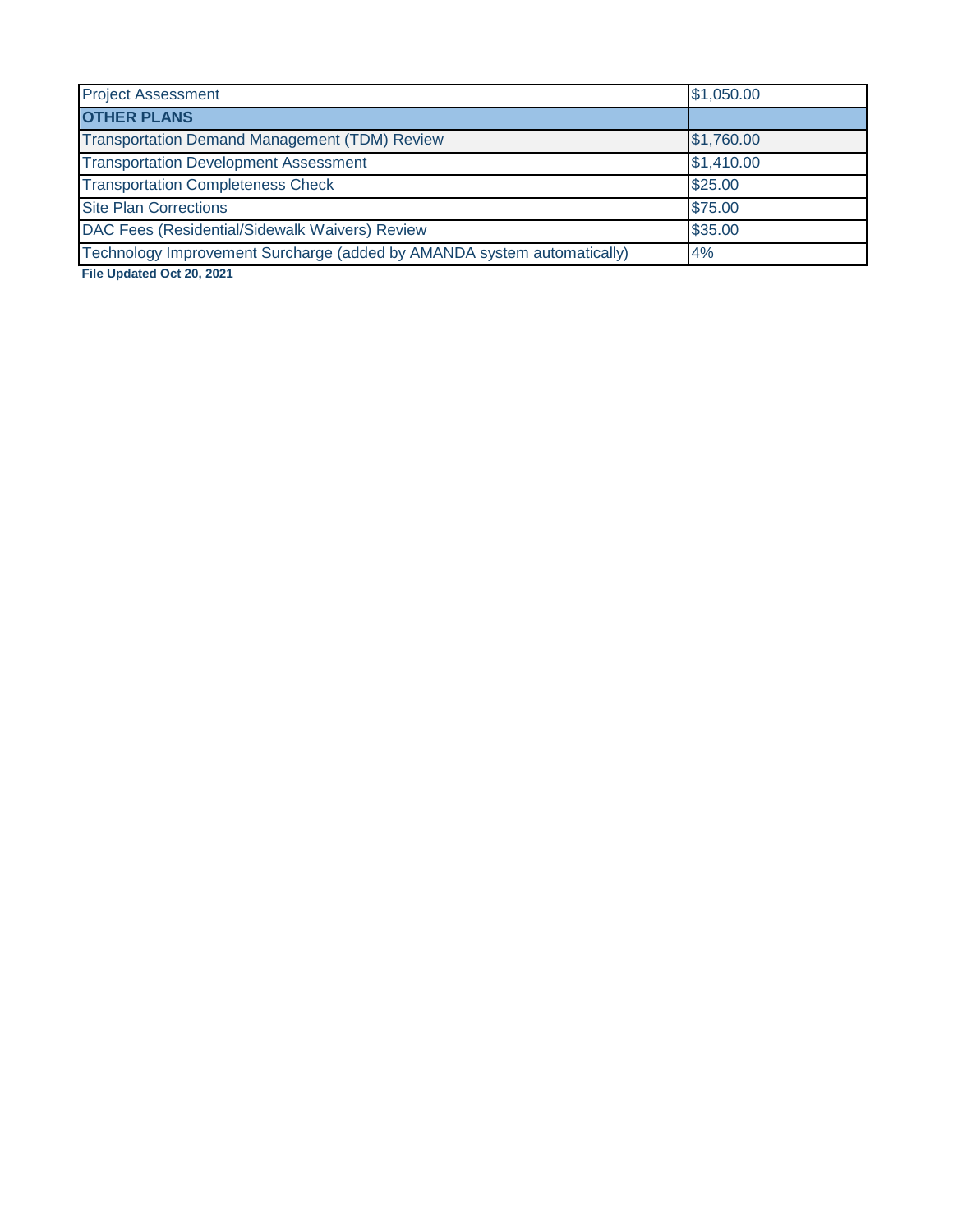| | |
|---|---|
| Project Assessment | $1,050.00 |
| **OTHER PLANS** | |
| Transportation Demand Management (TDM) Review | $1,760.00 |
| Transportation Development Assessment | $1,410.00 |
| Transportation Completeness Check | $25.00 |
| Site Plan Corrections | $75.00 |
| DAC Fees (Residential/Sidewalk Waivers) Review | $35.00 |
| Technology Improvement Surcharge (added by AMANDA system automatically) | 4% |

**File Updated Oct 20, 2021**